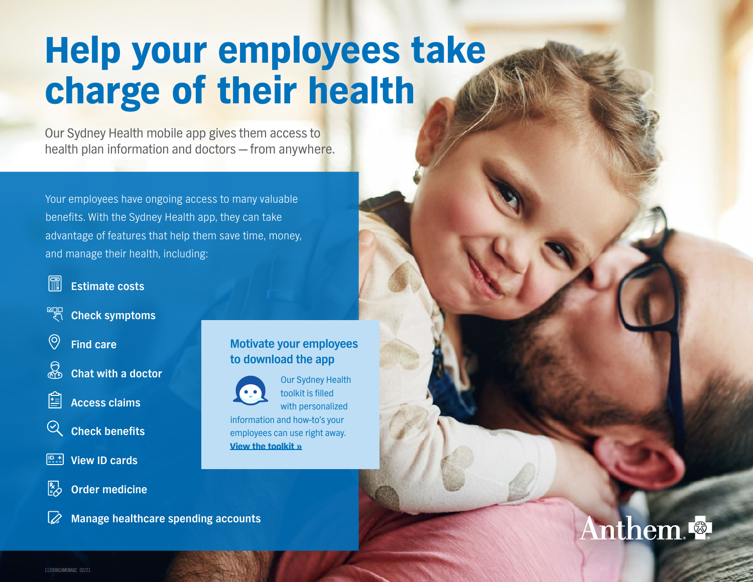# Help your employees take charge of their health

Our Sydney Health mobile app gives them access to health plan information and doctors — from anywhere.

Your employees have ongoing access to many valuable benefits. With the Sydney Health app, they can take advantage of features that help them save time, money, and manage their health, including:

- **Estimate costs**
- **Check symptoms**
- **Find care**
- **Chat with a doctor**
- **Access claims**
- **Check benefits**
- **View ID cards**
- **Order medicine**
- **Manage healthcare spending accounts**

## Motivate your employees to download the app

Our Sydney Health toolkit is filled with personalized information and how-to's your employees can use right away.

**View the toolkit »**

Anthem

115998CAMENABC 02/21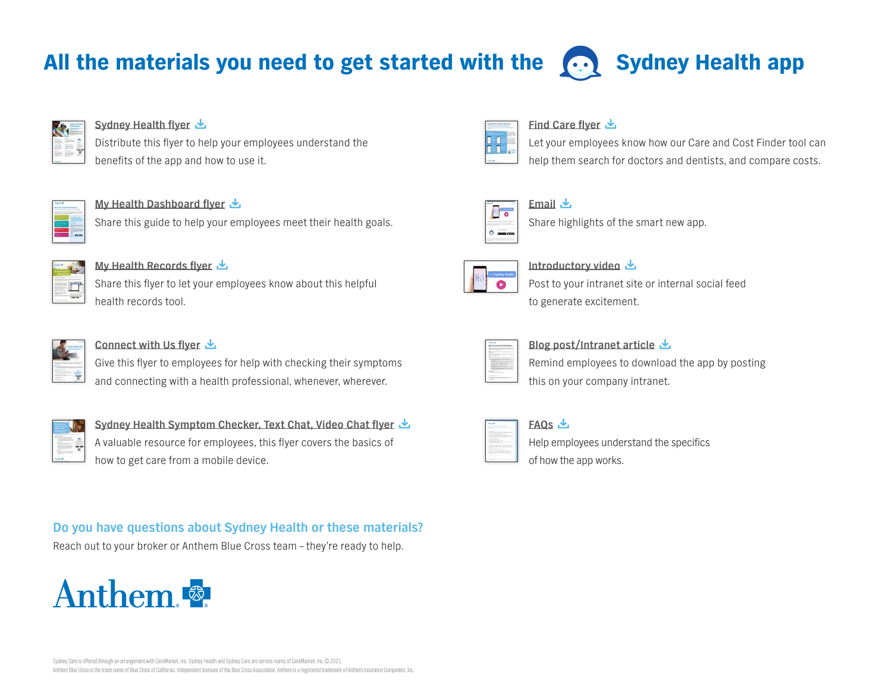# All the materials you need to get started with the Sydney Health app

**Sydney Health flyer**
Distribute this flyer to help your employees understand the benefits of the app and how to use it.

**My Health Dashboard flyer**
Share this guide to help your employees meet their health goals.

**My Health Records flyer**
Share this flyer to let your employees know about this helpful health records tool.

**Connect with Us flyer**
Give this flyer to employees for help with checking their symptoms and connecting with a health professional, whenever, wherever.

**Sydney Health Symptom Checker, Text Chat, Video Chat flyer**
A valuable resource for employees, this flyer covers the basics of how to get care from a mobile device.

**Find Care flyer**
Let your employees know how our Care and Cost Finder tool can help them search for doctors and dentists, and compare costs.

**Email**
Share highlights of the smart new app.

**Introductory video**
Post to your intranet site or internal social feed to generate excitement.

**Blog post/Intranet article**
Remind employees to download the app by posting this on your company intranet.

**FAQs**
Help employees understand the specifics of how the app works.

## Do you have questions about Sydney Health or these materials?

Reach out to your broker or Anthem Blue Cross team – they're ready to help.

Anthem

Sydney Care is offered through an arrangement with CareMarket, Inc. Sydney Health and Sydney Care are service marks of CareMarket, Inc. © 2021.
Anthem Blue Cross is the trade name of Blue Cross of California. Independent licensee of the Blue Cross Association. Anthem is a registered trademark of Anthem Insurance Companies, Inc.